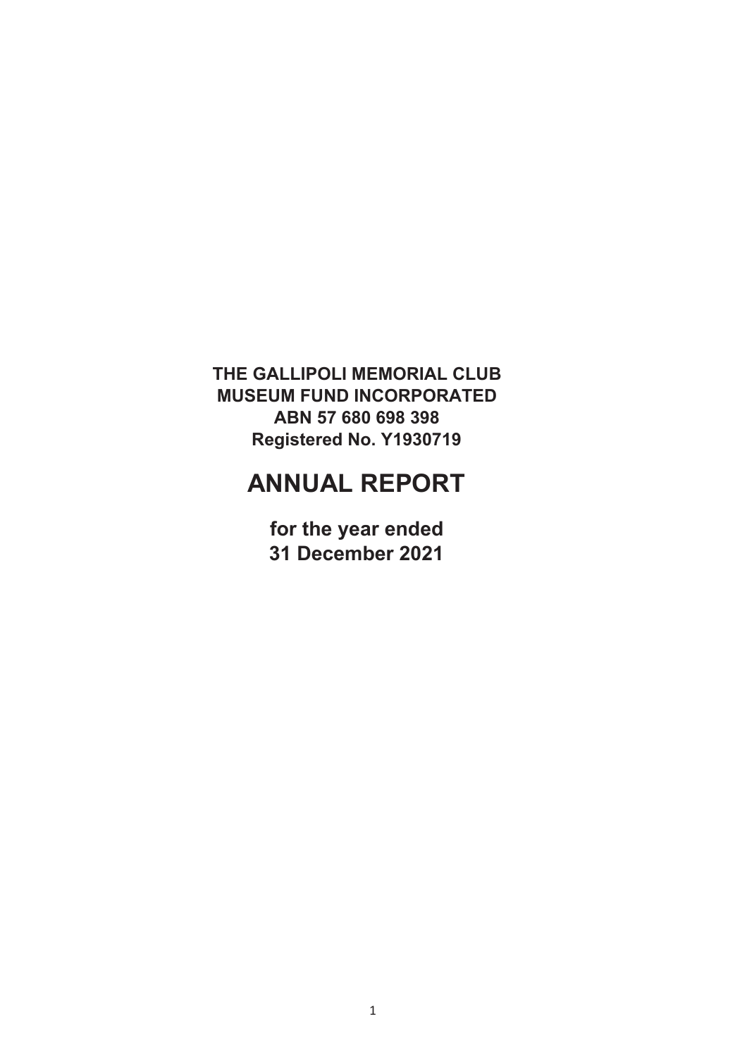**THE GALLIPOLI MEMORIAL CLUB**
**MUSEUM FUND INCORPORATED**
**ABN 57 680 698 398**
**Registered No. Y1930719**

# ANNUAL REPORT

**for the year ended**
**31 December 2021**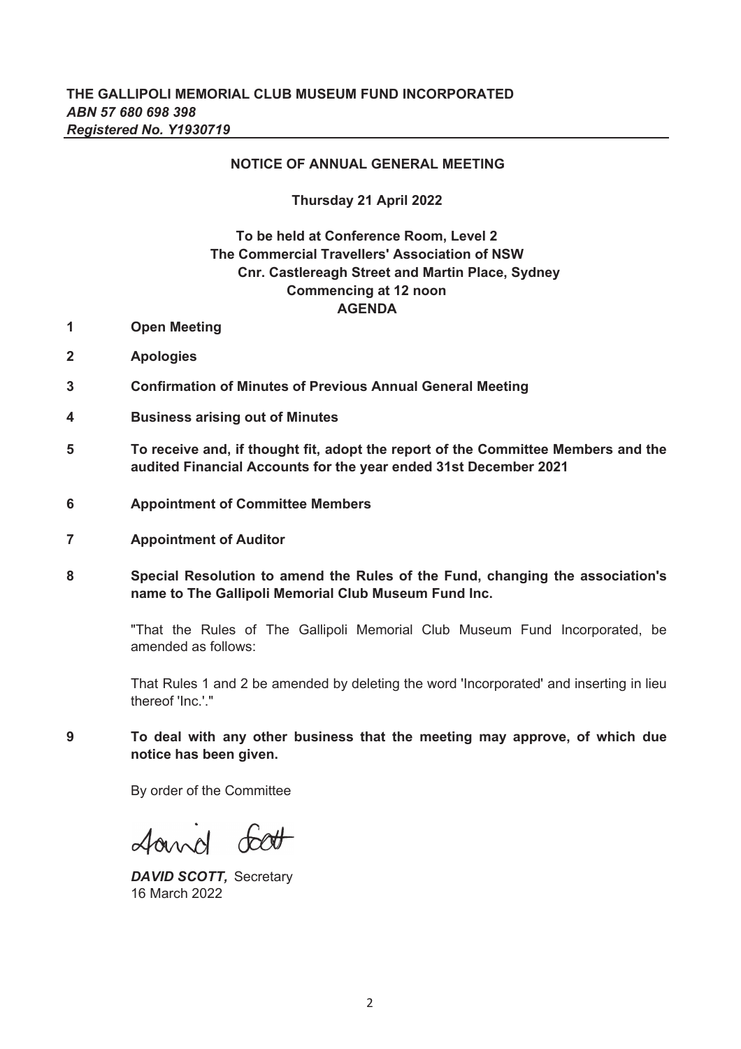**THE GALLIPOLI MEMORIAL CLUB MUSEUM FUND INCORPORATED**
***ABN 57 680 698 398***
***Registered No. Y1930719***

## NOTICE OF ANNUAL GENERAL MEETING

**Thursday 21 April 2022**

**To be held at Conference Room, Level 2**
**The Commercial Travellers' Association of NSW**
**Cnr. Castlereagh Street and Martin Place, Sydney**
**Commencing at 12 noon**

### AGENDA

1. **Open Meeting**

2. **Apologies**

3. **Confirmation of Minutes of Previous Annual General Meeting**

4. **Business arising out of Minutes**

5. **To receive and, if thought fit, adopt the report of the Committee Members and the audited Financial Accounts for the year ended 31st December 2021**

6. **Appointment of Committee Members**

7. **Appointment of Auditor**

8. **Special Resolution to amend the Rules of the Fund, changing the association's name to The Gallipoli Memorial Club Museum Fund Inc.**

   "That the Rules of The Gallipoli Memorial Club Museum Fund Incorporated, be amended as follows:

   That Rules 1 and 2 be amended by deleting the word 'Incorporated' and inserting in lieu thereof 'Inc.'."

9. **To deal with any other business that the meeting may approve, of which due notice has been given.**

By order of the Committee

***DAVID SCOTT,*** Secretary
16 March 2022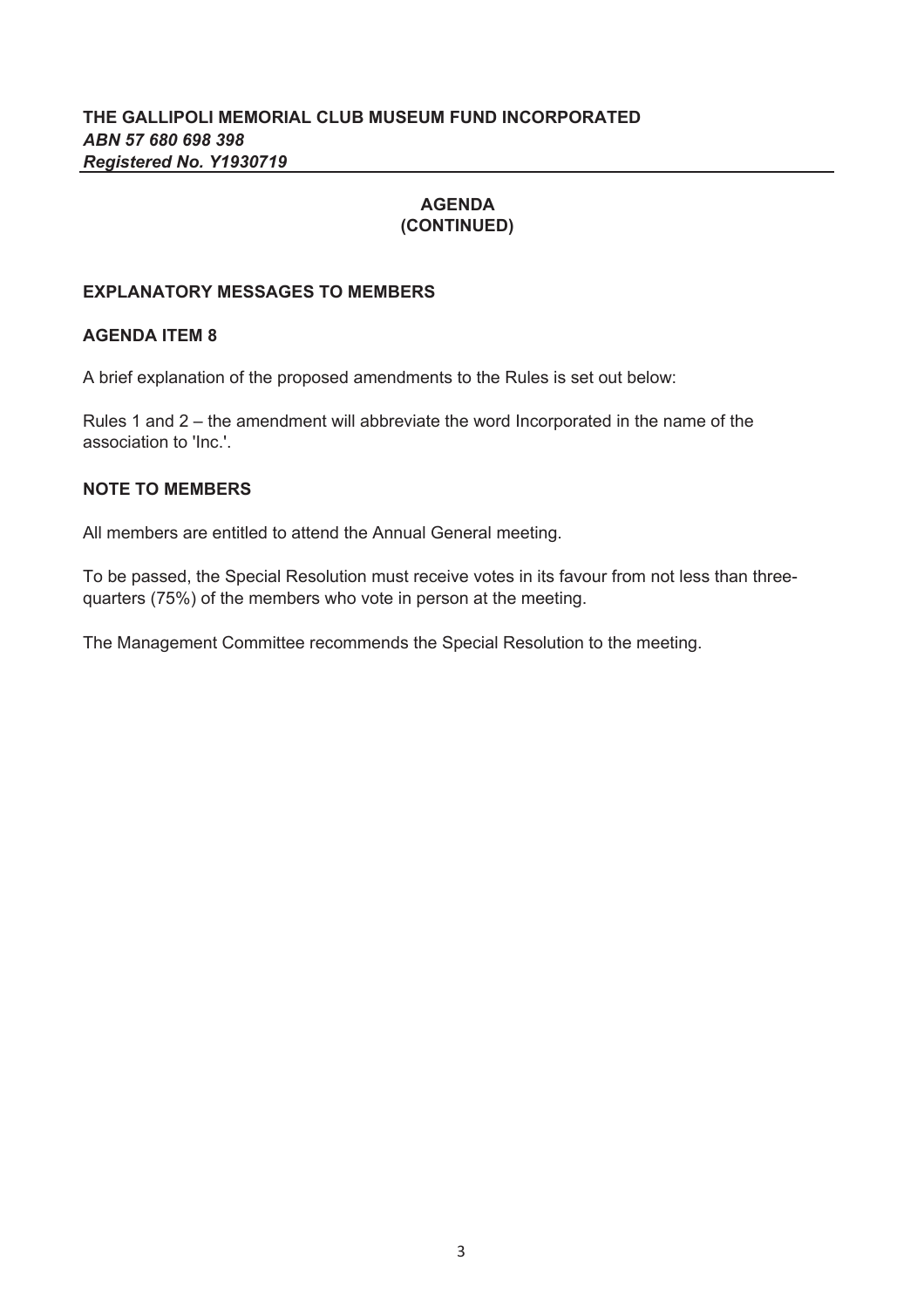**THE GALLIPOLI MEMORIAL CLUB MUSEUM FUND INCORPORATED**
***ABN 57 680 698 398***
***Registered No. Y1930719***

## AGENDA
## (CONTINUED)

### EXPLANATORY MESSAGES TO MEMBERS

### AGENDA ITEM 8

A brief explanation of the proposed amendments to the Rules is set out below:

Rules 1 and 2 – the amendment will abbreviate the word Incorporated in the name of the association to 'Inc.'.

### NOTE TO MEMBERS

All members are entitled to attend the Annual General meeting.

To be passed, the Special Resolution must receive votes in its favour from not less than three-quarters (75%) of the members who vote in person at the meeting.

The Management Committee recommends the Special Resolution to the meeting.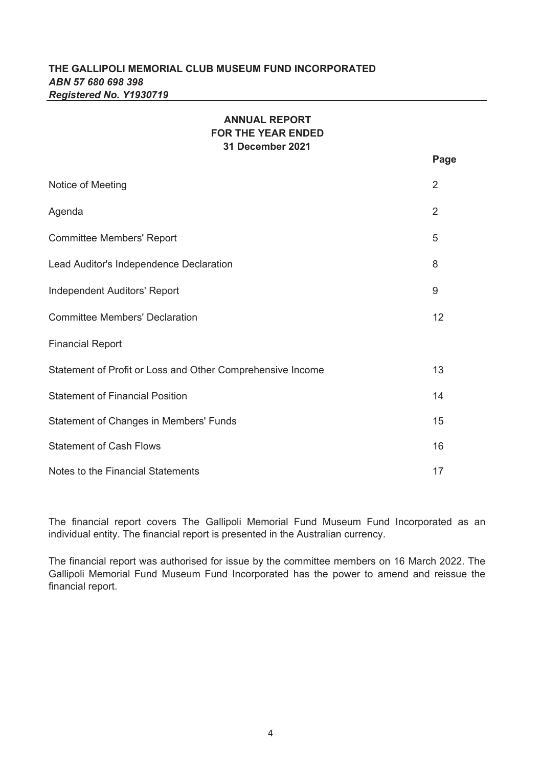**THE GALLIPOLI MEMORIAL CLUB MUSEUM FUND INCORPORATED**
***ABN 57 680 698 398***
***Registered No. Y1930719***

## ANNUAL REPORT
## FOR THE YEAR ENDED
## 31 December 2021

| | Page |
|---|---|
| Notice of Meeting | 2 |
| Agenda | 2 |
| Committee Members' Report | 5 |
| Lead Auditor's Independence Declaration | 8 |
| Independent Auditors' Report | 9 |
| Committee Members' Declaration | 12 |
| Financial Report | |
| Statement of Profit or Loss and Other Comprehensive Income | 13 |
| Statement of Financial Position | 14 |
| Statement of Changes in Members' Funds | 15 |
| Statement of Cash Flows | 16 |
| Notes to the Financial Statements | 17 |

The financial report covers The Gallipoli Memorial Fund Museum Fund Incorporated as an individual entity. The financial report is presented in the Australian currency.

The financial report was authorised for issue by the committee members on 16 March 2022. The Gallipoli Memorial Fund Museum Fund Incorporated has the power to amend and reissue the financial report.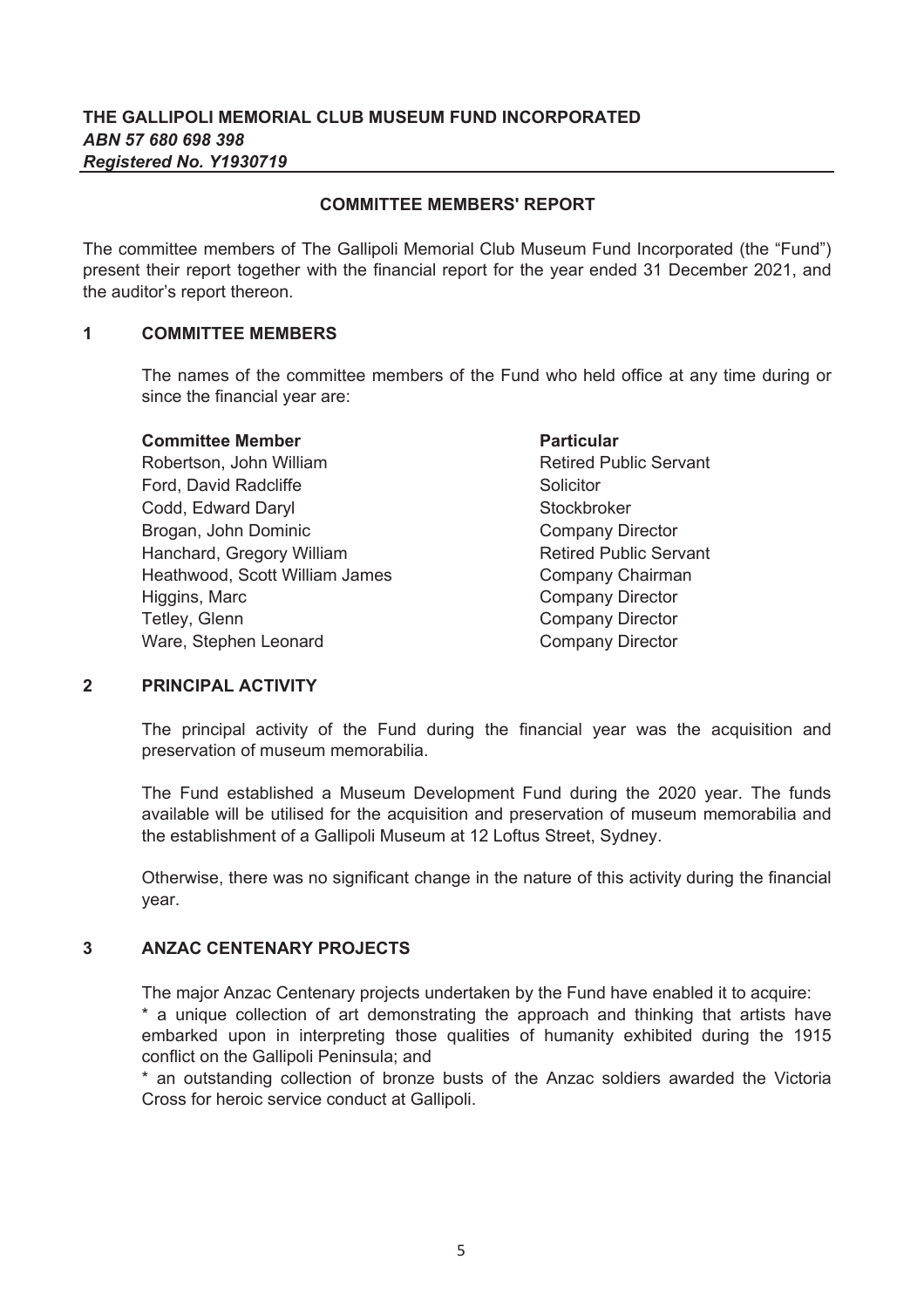**THE GALLIPOLI MEMORIAL CLUB MUSEUM FUND INCORPORATED**
***ABN 57 680 698 398***
***Registered No. Y1930719***

## COMMITTEE MEMBERS' REPORT

The committee members of The Gallipoli Memorial Club Museum Fund Incorporated (the "Fund") present their report together with the financial report for the year ended 31 December 2021, and the auditor's report thereon.

### 1 COMMITTEE MEMBERS

The names of the committee members of the Fund who held office at any time during or since the financial year are:

| **Committee Member** | **Particular** |
|---|---|
| Robertson, John William | Retired Public Servant |
| Ford, David Radcliffe | Solicitor |
| Codd, Edward Daryl | Stockbroker |
| Brogan, John Dominic | Company Director |
| Hanchard, Gregory William | Retired Public Servant |
| Heathwood, Scott William James | Company Chairman |
| Higgins, Marc | Company Director |
| Tetley, Glenn | Company Director |
| Ware, Stephen Leonard | Company Director |

### 2 PRINCIPAL ACTIVITY

The principal activity of the Fund during the financial year was the acquisition and preservation of museum memorabilia.

The Fund established a Museum Development Fund during the 2020 year. The funds available will be utilised for the acquisition and preservation of museum memorabilia and the establishment of a Gallipoli Museum at 12 Loftus Street, Sydney.

Otherwise, there was no significant change in the nature of this activity during the financial year.

### 3 ANZAC CENTENARY PROJECTS

The major Anzac Centenary projects undertaken by the Fund have enabled it to acquire:

* a unique collection of art demonstrating the approach and thinking that artists have embarked upon in interpreting those qualities of humanity exhibited during the 1915 conflict on the Gallipoli Peninsula; and

* an outstanding collection of bronze busts of the Anzac soldiers awarded the Victoria Cross for heroic service conduct at Gallipoli.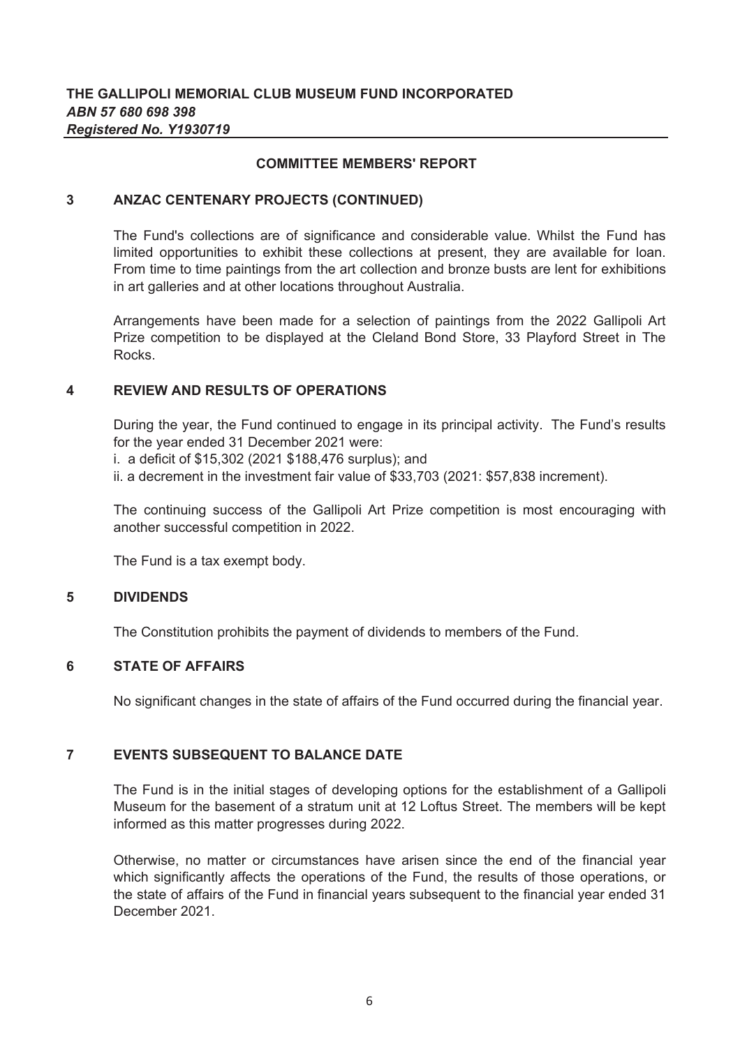**THE GALLIPOLI MEMORIAL CLUB MUSEUM FUND INCORPORATED**
***ABN 57 680 698 398***
***Registered No. Y1930719***

## COMMITTEE MEMBERS' REPORT

### 3 ANZAC CENTENARY PROJECTS (CONTINUED)

The Fund's collections are of significance and considerable value. Whilst the Fund has limited opportunities to exhibit these collections at present, they are available for loan. From time to time paintings from the art collection and bronze busts are lent for exhibitions in art galleries and at other locations throughout Australia.

Arrangements have been made for a selection of paintings from the 2022 Gallipoli Art Prize competition to be displayed at the Cleland Bond Store, 33 Playford Street in The Rocks.

### 4 REVIEW AND RESULTS OF OPERATIONS

During the year, the Fund continued to engage in its principal activity. The Fund's results for the year ended 31 December 2021 were:

i. a deficit of $15,302 (2021 $188,476 surplus); and
ii. a decrement in the investment fair value of $33,703 (2021: $57,838 increment).

The continuing success of the Gallipoli Art Prize competition is most encouraging with another successful competition in 2022.

The Fund is a tax exempt body.

### 5 DIVIDENDS

The Constitution prohibits the payment of dividends to members of the Fund.

### 6 STATE OF AFFAIRS

No significant changes in the state of affairs of the Fund occurred during the financial year.

### 7 EVENTS SUBSEQUENT TO BALANCE DATE

The Fund is in the initial stages of developing options for the establishment of a Gallipoli Museum for the basement of a stratum unit at 12 Loftus Street. The members will be kept informed as this matter progresses during 2022.

Otherwise, no matter or circumstances have arisen since the end of the financial year which significantly affects the operations of the Fund, the results of those operations, or the state of affairs of the Fund in financial years subsequent to the financial year ended 31 December 2021.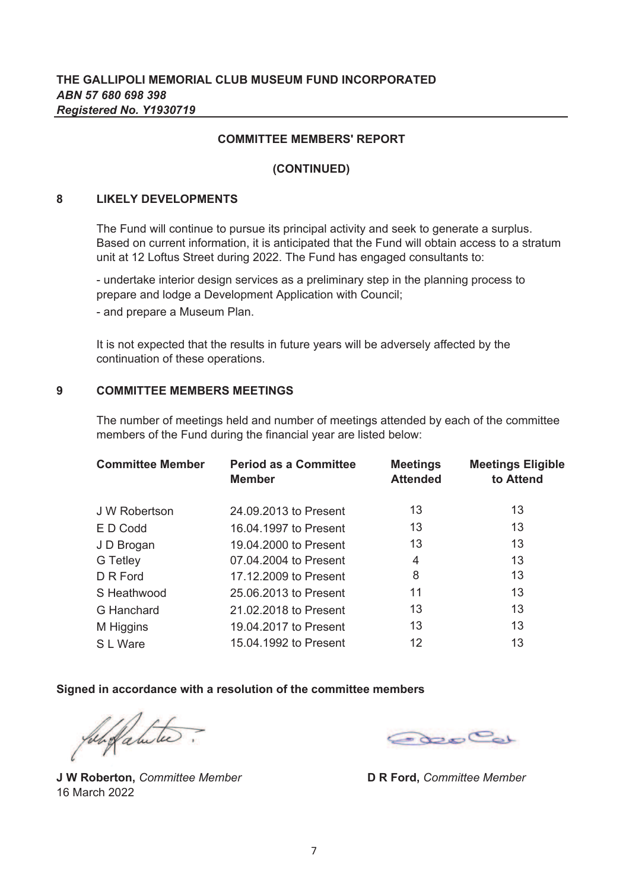**THE GALLIPOLI MEMORIAL CLUB MUSEUM FUND INCORPORATED**
***ABN 57 680 698 398***
***Registered No. Y1930719***

## COMMITTEE MEMBERS' REPORT

## (CONTINUED)

### 8 LIKELY DEVELOPMENTS

The Fund will continue to pursue its principal activity and seek to generate a surplus. Based on current information, it is anticipated that the Fund will obtain access to a stratum unit at 12 Loftus Street during 2022. The Fund has engaged consultants to:

- undertake interior design services as a preliminary step in the planning process to prepare and lodge a Development Application with Council;
- and prepare a Museum Plan.

It is not expected that the results in future years will be adversely affected by the continuation of these operations.

### 9 COMMITTEE MEMBERS MEETINGS

The number of meetings held and number of meetings attended by each of the committee members of the Fund during the financial year are listed below:

| Committee Member | Period as a Committee Member | Meetings Attended | Meetings Eligible to Attend |
|---|---|---|---|
| J W Robertson | 24.09.2013 to Present | 13 | 13 |
| E D Codd | 16.04.1997 to Present | 13 | 13 |
| J D Brogan | 19.04.2000 to Present | 13 | 13 |
| G Tetley | 07.04.2004 to Present | 4 | 13 |
| D R Ford | 17.12.2009 to Present | 8 | 13 |
| S Heathwood | 25.06.2013 to Present | 11 | 13 |
| G Hanchard | 21.02.2018 to Present | 13 | 13 |
| M Higgins | 19.04.2017 to Present | 13 | 13 |
| S L Ware | 15.04.1992 to Present | 12 | 13 |

**Signed in accordance with a resolution of the committee members**

**J W Roberton,** *Committee Member*
16 March 2022

**D R Ford,** *Committee Member*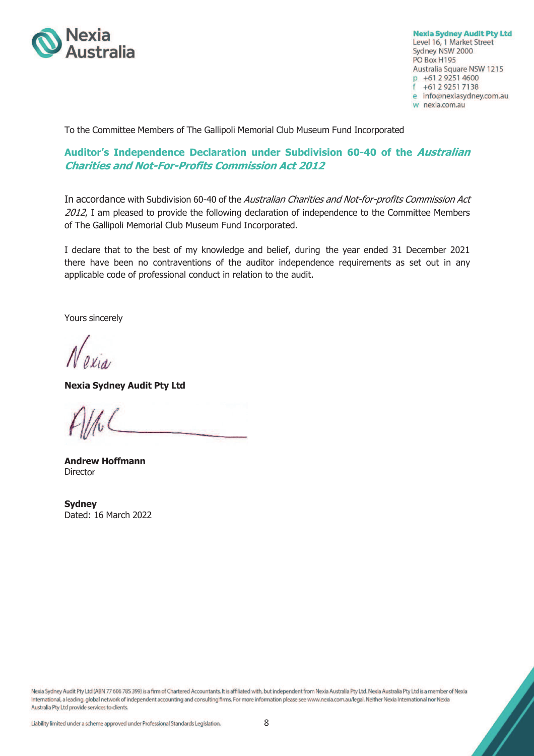Nexia Australia

**Nexia Sydney Audit Pty Ltd**
Level 16, 1 Market Street
Sydney NSW 2000
PO Box H195
Australia Square NSW 1215
p +61 2 9251 4600
f +61 2 9251 7138
e info@nexiasydney.com.au
w nexia.com.au

To the Committee Members of The Gallipoli Memorial Club Museum Fund Incorporated

## Auditor's Independence Declaration under Subdivision 60-40 of the *Australian Charities and Not-For-Profits Commission Act 2012*

In accordance with Subdivision 60-40 of the *Australian Charities and Not-for-profits Commission Act 2012*, I am pleased to provide the following declaration of independence to the Committee Members of The Gallipoli Memorial Club Museum Fund Incorporated.

I declare that to the best of my knowledge and belief, during the year ended 31 December 2021 there have been no contraventions of the auditor independence requirements as set out in any applicable code of professional conduct in relation to the audit.

Yours sincerely

*Nexia*

**Nexia Sydney Audit Pty Ltd**

**Andrew Hoffmann**
Director

**Sydney**
Dated: 16 March 2022

Nexia Sydney Audit Pty Ltd (ABN 77 606 785 399) is a firm of Chartered Accountants. It is affiliated with, but independent from Nexia Australia Pty Ltd. Nexia Australia Pty Ltd is a member of Nexia International, a leading, global network of independent accounting and consulting firms. For more information please see www.nexia.com.au/legal. Neither Nexia International nor Nexia Australia Pty Ltd provide services to clients.

Liability limited under a scheme approved under Professional Standards Legislation.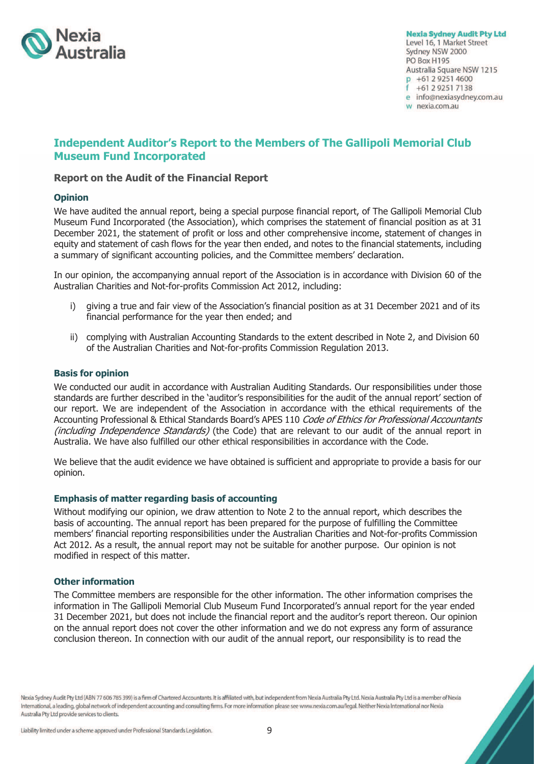Nexia Australia

**Nexia Sydney Audit Pty Ltd**
Level 16, 1 Market Street
Sydney NSW 2000
PO Box H195
Australia Square NSW 1215
p +61 2 9251 4600
f +61 2 9251 7138
e info@nexiasydney.com.au
w nexia.com.au

# Independent Auditor's Report to the Members of The Gallipoli Memorial Club Museum Fund Incorporated

## Report on the Audit of the Financial Report

### Opinion

We have audited the annual report, being a special purpose financial report, of The Gallipoli Memorial Club Museum Fund Incorporated (the Association), which comprises the statement of financial position as at 31 December 2021, the statement of profit or loss and other comprehensive income, statement of changes in equity and statement of cash flows for the year then ended, and notes to the financial statements, including a summary of significant accounting policies, and the Committee members' declaration.

In our opinion, the accompanying annual report of the Association is in accordance with Division 60 of the Australian Charities and Not-for-profits Commission Act 2012, including:

i) giving a true and fair view of the Association's financial position as at 31 December 2021 and of its financial performance for the year then ended; and

ii) complying with Australian Accounting Standards to the extent described in Note 2, and Division 60 of the Australian Charities and Not-for-profits Commission Regulation 2013.

### Basis for opinion

We conducted our audit in accordance with Australian Auditing Standards. Our responsibilities under those standards are further described in the 'auditor's responsibilities for the audit of the annual report' section of our report. We are independent of the Association in accordance with the ethical requirements of the Accounting Professional & Ethical Standards Board's APES 110 *Code of Ethics for Professional Accountants (including Independence Standards)* (the Code) that are relevant to our audit of the annual report in Australia. We have also fulfilled our other ethical responsibilities in accordance with the Code.

We believe that the audit evidence we have obtained is sufficient and appropriate to provide a basis for our opinion.

### Emphasis of matter regarding basis of accounting

Without modifying our opinion, we draw attention to Note 2 to the annual report, which describes the basis of accounting. The annual report has been prepared for the purpose of fulfilling the Committee members' financial reporting responsibilities under the Australian Charities and Not-for-profits Commission Act 2012. As a result, the annual report may not be suitable for another purpose. Our opinion is not modified in respect of this matter.

### Other information

The Committee members are responsible for the other information. The other information comprises the information in The Gallipoli Memorial Club Museum Fund Incorporated's annual report for the year ended 31 December 2021, but does not include the financial report and the auditor's report thereon. Our opinion on the annual report does not cover the other information and we do not express any form of assurance conclusion thereon. In connection with our audit of the annual report, our responsibility is to read the

Nexia Sydney Audit Pty Ltd (ABN 77 606 785 399) is a firm of Chartered Accountants. It is affiliated with, but independent from Nexia Australia Pty Ltd. Nexia Australia Pty Ltd is a member of Nexia International, a leading, global network of independent accounting and consulting firms. For more information please see www.nexia.com.au/legal. Neither Nexia International nor Nexia Australia Pty Ltd provide services to clients.

Liability limited under a scheme approved under Professional Standards Legislation.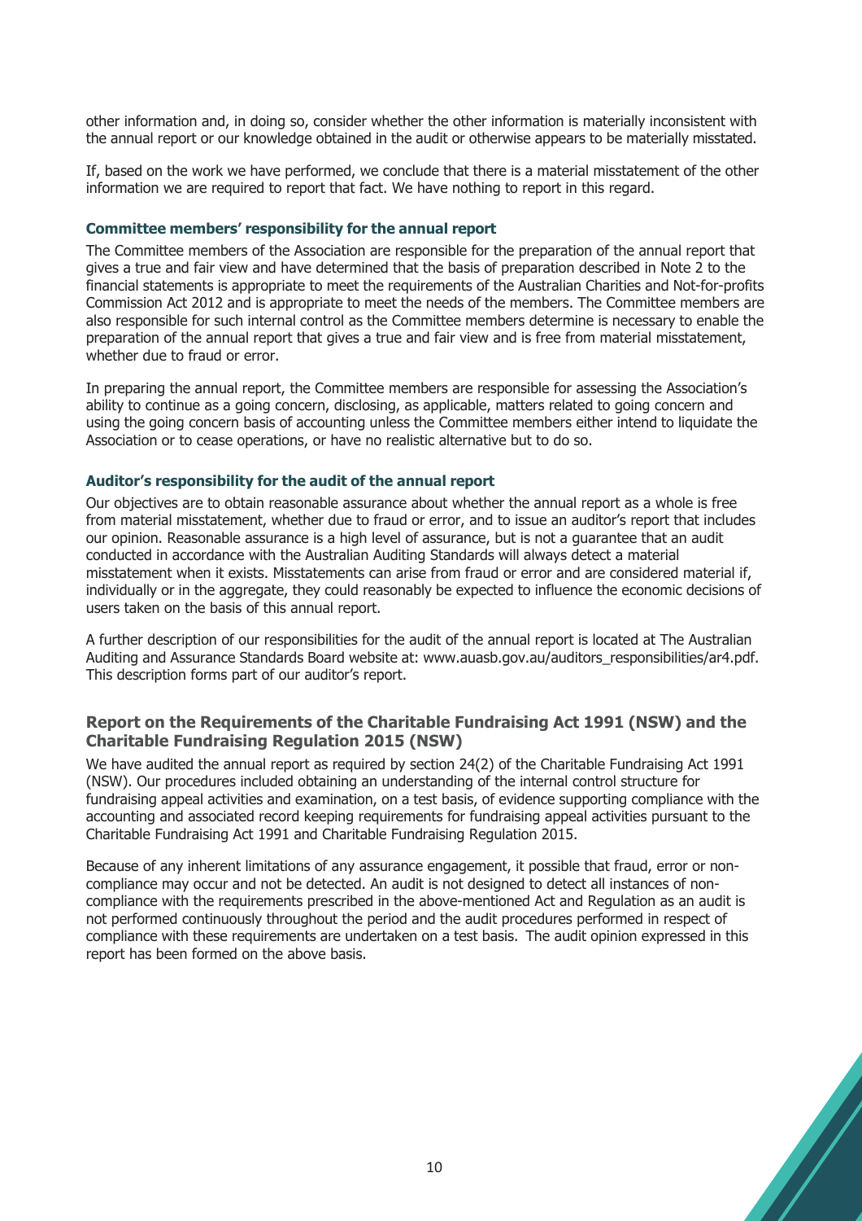other information and, in doing so, consider whether the other information is materially inconsistent with the annual report or our knowledge obtained in the audit or otherwise appears to be materially misstated.

If, based on the work we have performed, we conclude that there is a material misstatement of the other information we are required to report that fact. We have nothing to report in this regard.

#### Committee members' responsibility for the annual report

The Committee members of the Association are responsible for the preparation of the annual report that gives a true and fair view and have determined that the basis of preparation described in Note 2 to the financial statements is appropriate to meet the requirements of the Australian Charities and Not-for-profits Commission Act 2012 and is appropriate to meet the needs of the members. The Committee members are also responsible for such internal control as the Committee members determine is necessary to enable the preparation of the annual report that gives a true and fair view and is free from material misstatement, whether due to fraud or error.

In preparing the annual report, the Committee members are responsible for assessing the Association's ability to continue as a going concern, disclosing, as applicable, matters related to going concern and using the going concern basis of accounting unless the Committee members either intend to liquidate the Association or to cease operations, or have no realistic alternative but to do so.

#### Auditor's responsibility for the audit of the annual report

Our objectives are to obtain reasonable assurance about whether the annual report as a whole is free from material misstatement, whether due to fraud or error, and to issue an auditor's report that includes our opinion. Reasonable assurance is a high level of assurance, but is not a guarantee that an audit conducted in accordance with the Australian Auditing Standards will always detect a material misstatement when it exists. Misstatements can arise from fraud or error and are considered material if, individually or in the aggregate, they could reasonably be expected to influence the economic decisions of users taken on the basis of this annual report.

A further description of our responsibilities for the audit of the annual report is located at The Australian Auditing and Assurance Standards Board website at: www.auasb.gov.au/auditors_responsibilities/ar4.pdf. This description forms part of our auditor's report.

### Report on the Requirements of the Charitable Fundraising Act 1991 (NSW) and the Charitable Fundraising Regulation 2015 (NSW)

We have audited the annual report as required by section 24(2) of the Charitable Fundraising Act 1991 (NSW). Our procedures included obtaining an understanding of the internal control structure for fundraising appeal activities and examination, on a test basis, of evidence supporting compliance with the accounting and associated record keeping requirements for fundraising appeal activities pursuant to the Charitable Fundraising Act 1991 and Charitable Fundraising Regulation 2015.

Because of any inherent limitations of any assurance engagement, it possible that fraud, error or non-compliance may occur and not be detected. An audit is not designed to detect all instances of non-compliance with the requirements prescribed in the above-mentioned Act and Regulation as an audit is not performed continuously throughout the period and the audit procedures performed in respect of compliance with these requirements are undertaken on a test basis. The audit opinion expressed in this report has been formed on the above basis.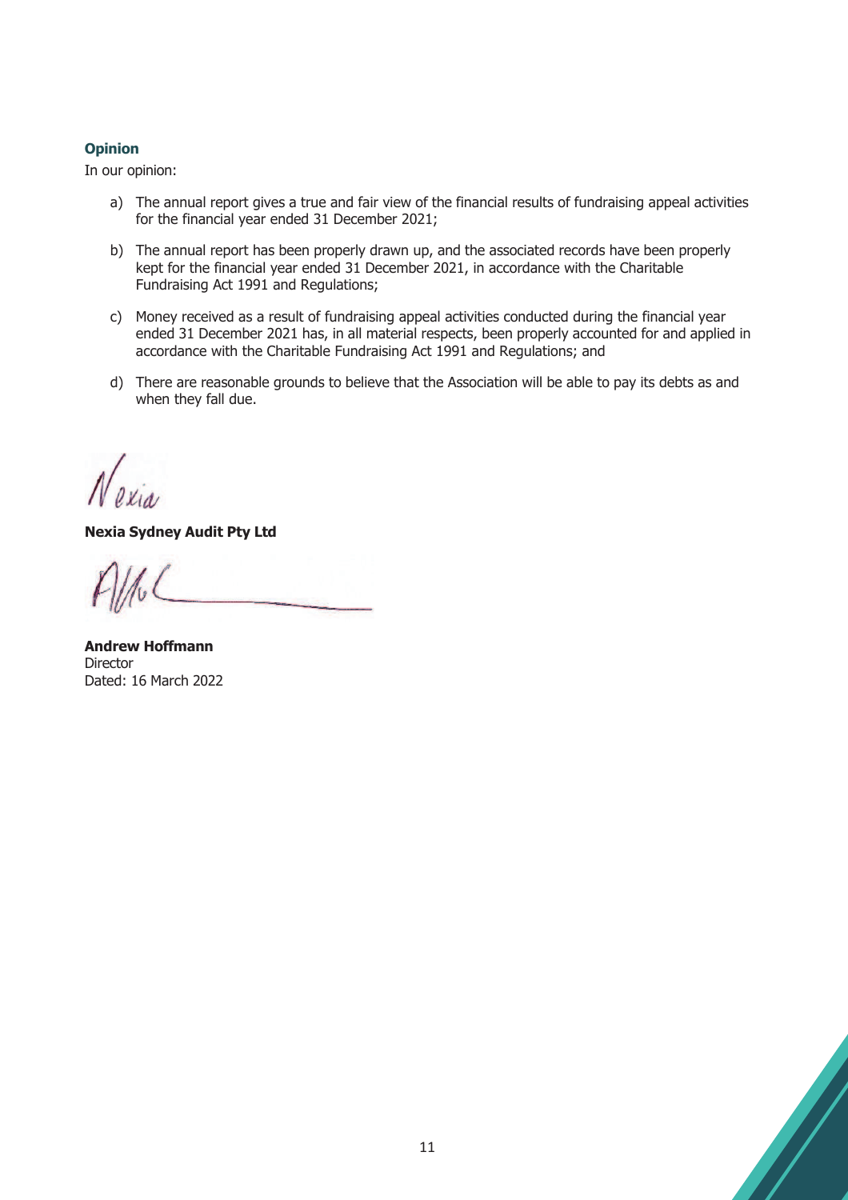### Opinion

In our opinion:

a) The annual report gives a true and fair view of the financial results of fundraising appeal activities for the financial year ended 31 December 2021;

b) The annual report has been properly drawn up, and the associated records have been properly kept for the financial year ended 31 December 2021, in accordance with the Charitable Fundraising Act 1991 and Regulations;

c) Money received as a result of fundraising appeal activities conducted during the financial year ended 31 December 2021 has, in all material respects, been properly accounted for and applied in accordance with the Charitable Fundraising Act 1991 and Regulations; and

d) There are reasonable grounds to believe that the Association will be able to pay its debts as and when they fall due.

**Nexia Sydney Audit Pty Ltd**

**Andrew Hoffmann**
Director
Dated: 16 March 2022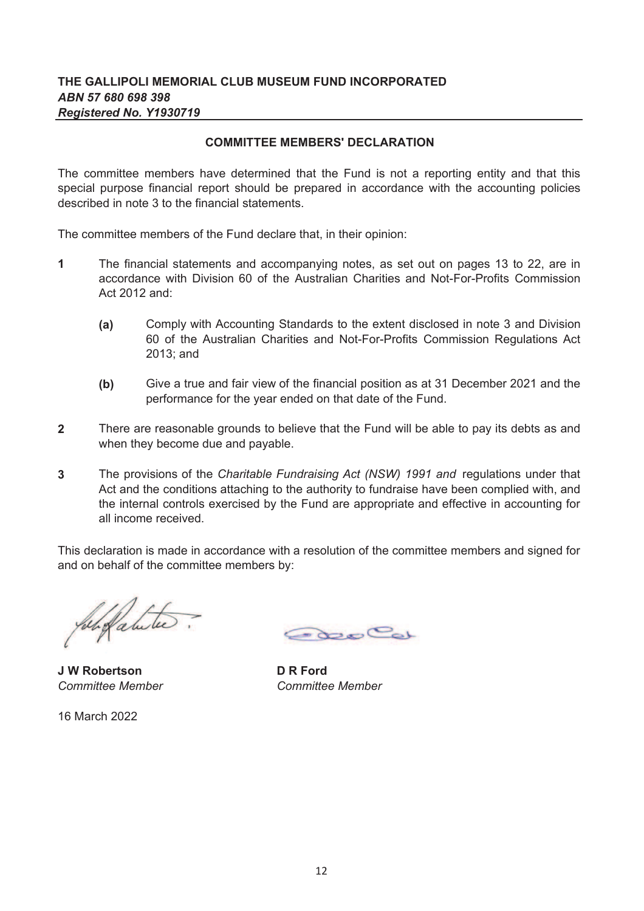**THE GALLIPOLI MEMORIAL CLUB MUSEUM FUND INCORPORATED**
***ABN 57 680 698 398***
***Registered No. Y1930719***

## COMMITTEE MEMBERS' DECLARATION

The committee members have determined that the Fund is not a reporting entity and that this special purpose financial report should be prepared in accordance with the accounting policies described in note 3 to the financial statements.

The committee members of the Fund declare that, in their opinion:

**1** The financial statements and accompanying notes, as set out on pages 13 to 22, are in accordance with Division 60 of the Australian Charities and Not-For-Profits Commission Act 2012 and:

- **(a)** Comply with Accounting Standards to the extent disclosed in note 3 and Division 60 of the Australian Charities and Not-For-Profits Commission Regulations Act 2013; and
- **(b)** Give a true and fair view of the financial position as at 31 December 2021 and the performance for the year ended on that date of the Fund.

**2** There are reasonable grounds to believe that the Fund will be able to pay its debts as and when they become due and payable.

**3** The provisions of the *Charitable Fundraising Act (NSW) 1991 and* regulations under that Act and the conditions attaching to the authority to fundraise have been complied with, and the internal controls exercised by the Fund are appropriate and effective in accounting for all income received.

This declaration is made in accordance with a resolution of the committee members and signed for and on behalf of the committee members by:

**J W Robertson**
*Committee Member*

**D R Ford**
*Committee Member*

16 March 2022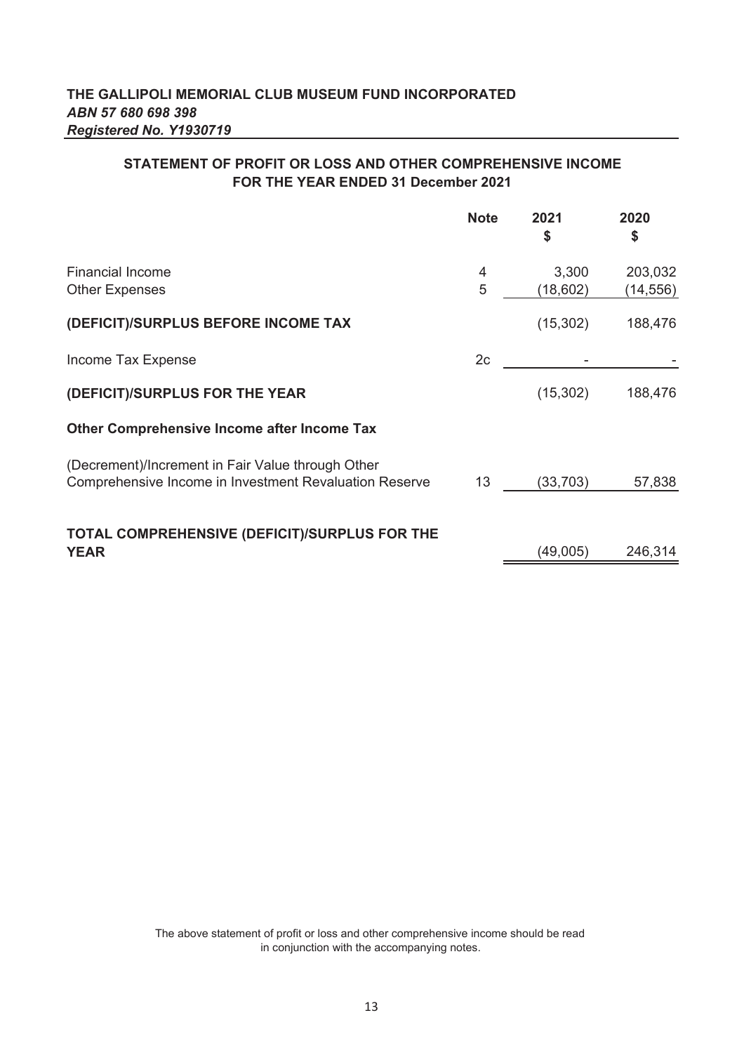**THE GALLIPOLI MEMORIAL CLUB MUSEUM FUND INCORPORATED**
***ABN 57 680 698 398***
***Registered No. Y1930719***

## STATEMENT OF PROFIT OR LOSS AND OTHER COMPREHENSIVE INCOME FOR THE YEAR ENDED 31 December 2021

| | Note | 2021 $ | 2020 $ |
|---|---|---|---|
| Financial Income | 4 | 3,300 | 203,032 |
| Other Expenses | 5 | (18,602) | (14,556) |
| **(DEFICIT)/SURPLUS BEFORE INCOME TAX** | | (15,302) | 188,476 |
| Income Tax Expense | 2c | - | - |
| **(DEFICIT)/SURPLUS FOR THE YEAR** | | (15,302) | 188,476 |
| **Other Comprehensive Income after Income Tax** | | | |
| (Decrement)/Increment in Fair Value through Other Comprehensive Income in Investment Revaluation Reserve | 13 | (33,703) | 57,838 |
| **TOTAL COMPREHENSIVE (DEFICIT)/SURPLUS FOR THE YEAR** | | (49,005) | 246,314 |

The above statement of profit or loss and other comprehensive income should be read in conjunction with the accompanying notes.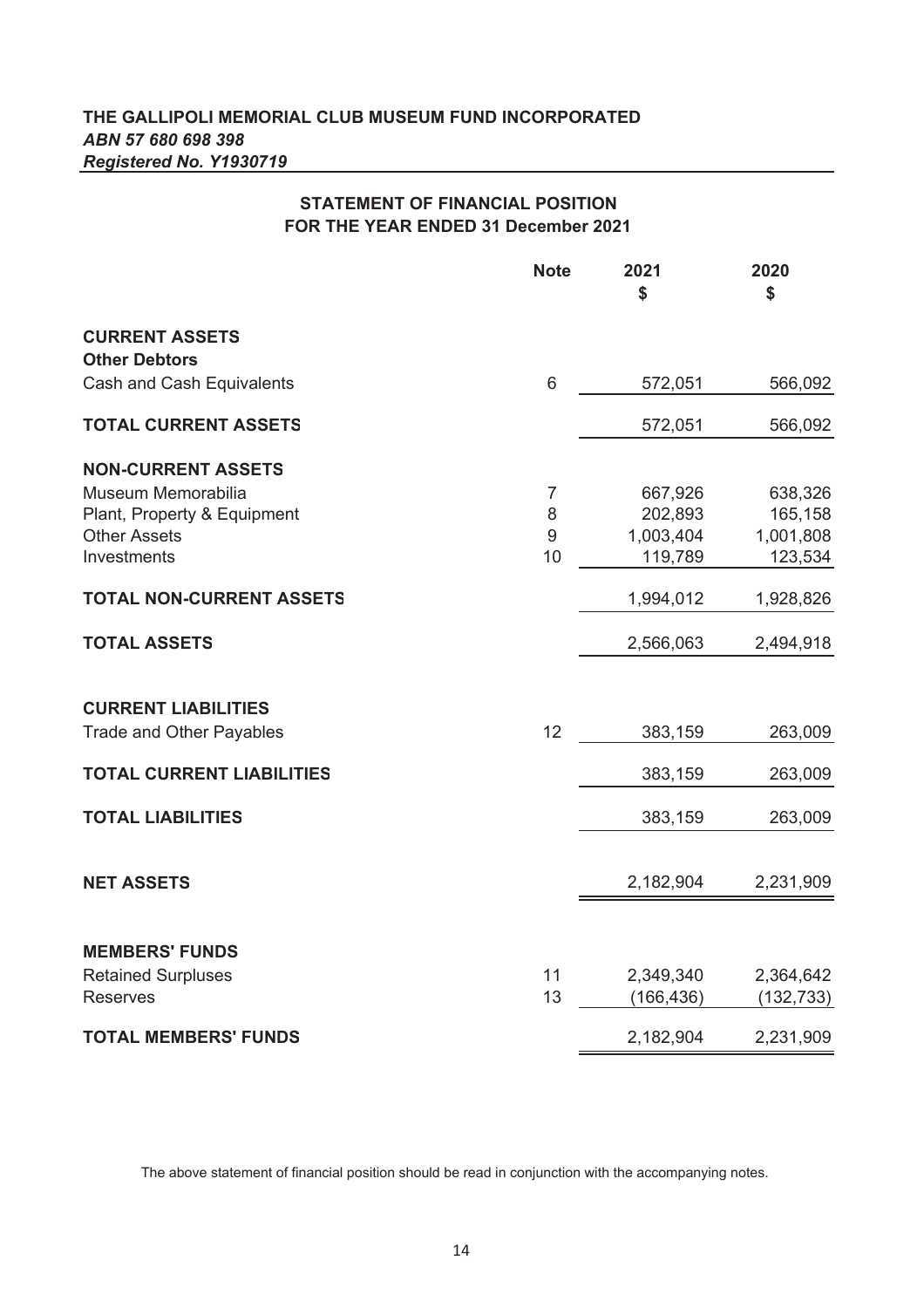**THE GALLIPOLI MEMORIAL CLUB MUSEUM FUND INCORPORATED**
***ABN 57 680 698 398***
***Registered No. Y1930719***

## STATEMENT OF FINANCIAL POSITION
## FOR THE YEAR ENDED 31 December 2021

| | Note | 2021 $ | 2020 $ |
|---|---|---|---|
| **CURRENT ASSETS** | | | |
| **Other Debtors** | | | |
| Cash and Cash Equivalents | 6 | 572,051 | 566,092 |
| **TOTAL CURRENT ASSETS** | | 572,051 | 566,092 |
| **NON-CURRENT ASSETS** | | | |
| Museum Memorabilia | 7 | 667,926 | 638,326 |
| Plant, Property & Equipment | 8 | 202,893 | 165,158 |
| Other Assets | 9 | 1,003,404 | 1,001,808 |
| Investments | 10 | 119,789 | 123,534 |
| **TOTAL NON-CURRENT ASSETS** | | 1,994,012 | 1,928,826 |
| **TOTAL ASSETS** | | 2,566,063 | 2,494,918 |
| **CURRENT LIABILITIES** | | | |
| Trade and Other Payables | 12 | 383,159 | 263,009 |
| **TOTAL CURRENT LIABILITIES** | | 383,159 | 263,009 |
| **TOTAL LIABILITIES** | | 383,159 | 263,009 |
| **NET ASSETS** | | 2,182,904 | 2,231,909 |
| **MEMBERS' FUNDS** | | | |
| Retained Surpluses | 11 | 2,349,340 | 2,364,642 |
| Reserves | 13 | (166,436) | (132,733) |
| **TOTAL MEMBERS' FUNDS** | | 2,182,904 | 2,231,909 |

The above statement of financial position should be read in conjunction with the accompanying notes.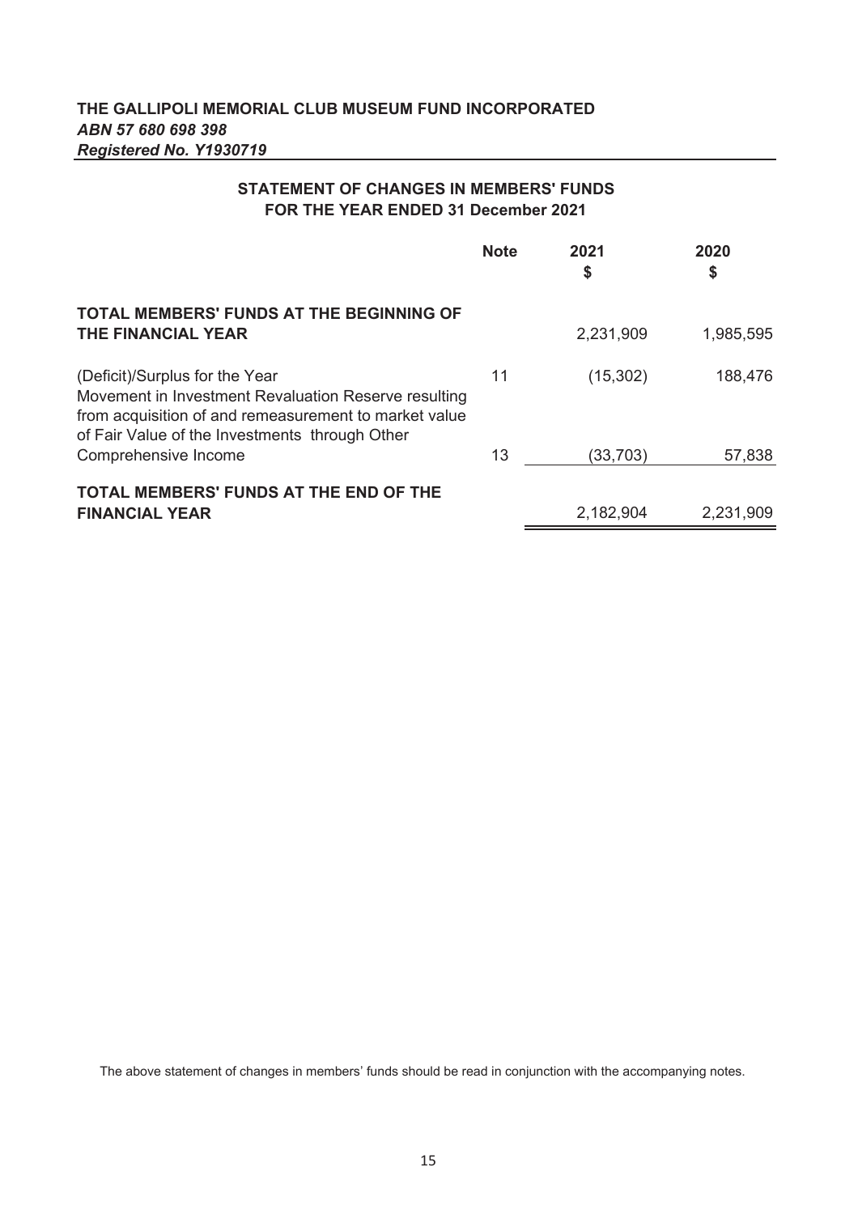**THE GALLIPOLI MEMORIAL CLUB MUSEUM FUND INCORPORATED**
***ABN 57 680 698 398***
***Registered No. Y1930719***

## STATEMENT OF CHANGES IN MEMBERS' FUNDS
## FOR THE YEAR ENDED 31 December 2021

| | Note | 2021<br>$ | 2020<br>$ |
|---|---|---|---|
| **TOTAL MEMBERS' FUNDS AT THE BEGINNING OF THE FINANCIAL YEAR** | | 2,231,909 | 1,985,595 |
| (Deficit)/Surplus for the Year | 11 | (15,302) | 188,476 |
| Movement in Investment Revaluation Reserve resulting from acquisition of and remeasurement to market value of Fair Value of the Investments through Other Comprehensive Income | 13 | (33,703) | 57,838 |
| **TOTAL MEMBERS' FUNDS AT THE END OF THE FINANCIAL YEAR** | | 2,182,904 | 2,231,909 |

The above statement of changes in members' funds should be read in conjunction with the accompanying notes.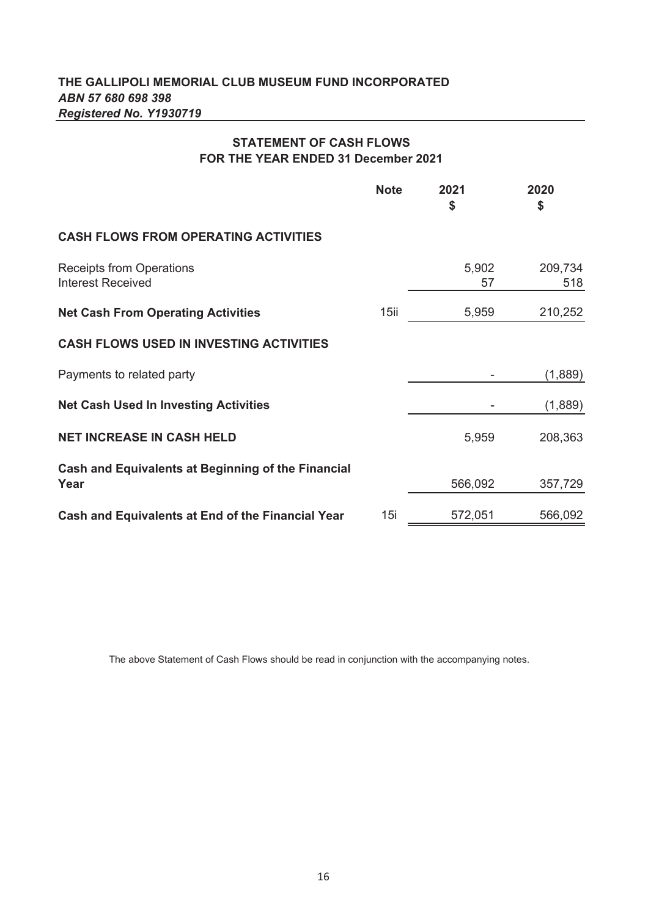**THE GALLIPOLI MEMORIAL CLUB MUSEUM FUND INCORPORATED**
***ABN 57 680 698 398***
***Registered No. Y1930719***

## STATEMENT OF CASH FLOWS
## FOR THE YEAR ENDED 31 December 2021

| | Note | 2021<br>$ | 2020<br>$ |
|---|---|---|---|
| **CASH FLOWS FROM OPERATING ACTIVITIES** | | | |
| Receipts from Operations | | 5,902 | 209,734 |
| Interest Received | | 57 | 518 |
| **Net Cash From Operating Activities** | 15ii | 5,959 | 210,252 |
| **CASH FLOWS USED IN INVESTING ACTIVITIES** | | | |
| Payments to related party | | - | (1,889) |
| **Net Cash Used In Investing Activities** | | - | (1,889) |
| **NET INCREASE IN CASH HELD** | | 5,959 | 208,363 |
| **Cash and Equivalents at Beginning of the Financial Year** | | 566,092 | 357,729 |
| **Cash and Equivalents at End of the Financial Year** | 15i | 572,051 | 566,092 |

The above Statement of Cash Flows should be read in conjunction with the accompanying notes.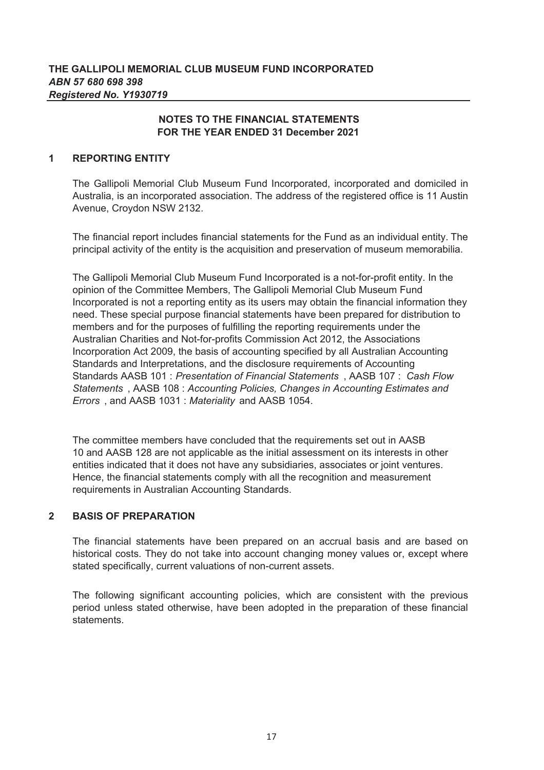**THE GALLIPOLI MEMORIAL CLUB MUSEUM FUND INCORPORATED**
***ABN 57 680 698 398***
***Registered No. Y1930719***

## NOTES TO THE FINANCIAL STATEMENTS FOR THE YEAR ENDED 31 December 2021

### 1 REPORTING ENTITY

The Gallipoli Memorial Club Museum Fund Incorporated, incorporated and domiciled in Australia, is an incorporated association. The address of the registered office is 11 Austin Avenue, Croydon NSW 2132.

The financial report includes financial statements for the Fund as an individual entity. The principal activity of the entity is the acquisition and preservation of museum memorabilia.

The Gallipoli Memorial Club Museum Fund Incorporated is a not-for-profit entity. In the opinion of the Committee Members, The Gallipoli Memorial Club Museum Fund Incorporated is not a reporting entity as its users may obtain the financial information they need. These special purpose financial statements have been prepared for distribution to members and for the purposes of fulfilling the reporting requirements under the Australian Charities and Not-for-profits Commission Act 2012, the Associations Incorporation Act 2009, the basis of accounting specified by all Australian Accounting Standards and Interpretations, and the disclosure requirements of Accounting Standards AASB 101 : *Presentation of Financial Statements* , AASB 107 : *Cash Flow Statements* , AASB 108 : *Accounting Policies, Changes in Accounting Estimates and Errors* , and AASB 1031 : *Materiality* and AASB 1054.

The committee members have concluded that the requirements set out in AASB 10 and AASB 128 are not applicable as the initial assessment on its interests in other entities indicated that it does not have any subsidiaries, associates or joint ventures. Hence, the financial statements comply with all the recognition and measurement requirements in Australian Accounting Standards.

### 2 BASIS OF PREPARATION

The financial statements have been prepared on an accrual basis and are based on historical costs. They do not take into account changing money values or, except where stated specifically, current valuations of non-current assets.

The following significant accounting policies, which are consistent with the previous period unless stated otherwise, have been adopted in the preparation of these financial statements.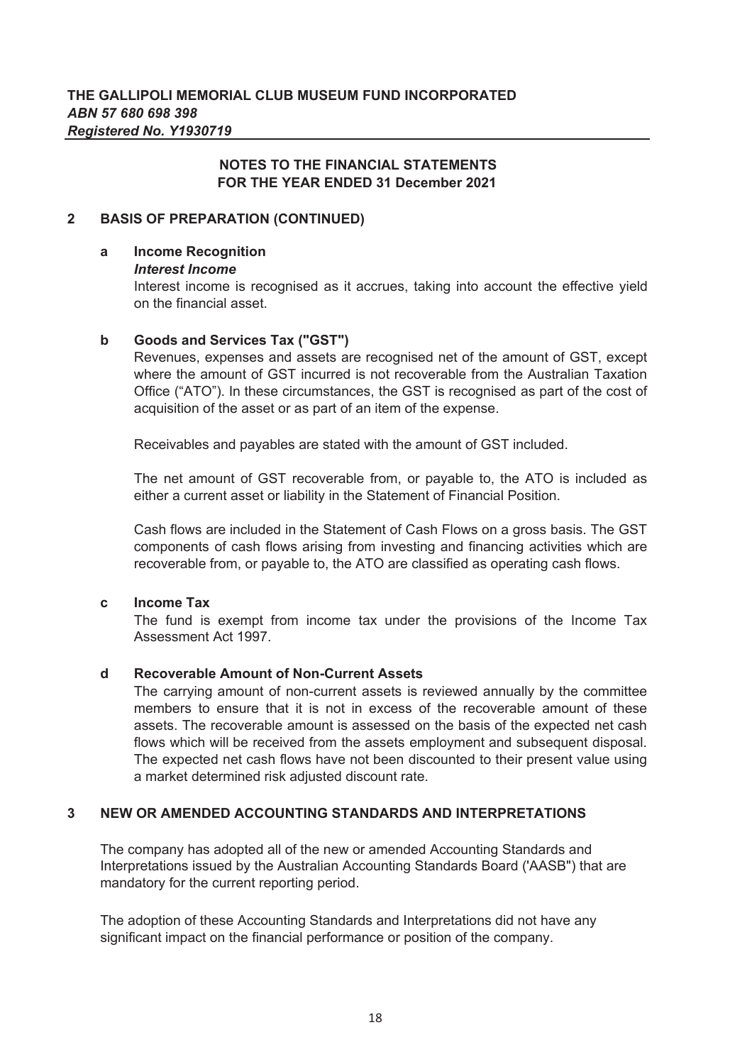**THE GALLIPOLI MEMORIAL CLUB MUSEUM FUND INCORPORATED**
***ABN 57 680 698 398***
***Registered No. Y1930719***

**NOTES TO THE FINANCIAL STATEMENTS**
**FOR THE YEAR ENDED 31 December 2021**

## 2 BASIS OF PREPARATION (CONTINUED)

### a Income Recognition

***Interest Income***

Interest income is recognised as it accrues, taking into account the effective yield on the financial asset.

### b Goods and Services Tax ("GST")

Revenues, expenses and assets are recognised net of the amount of GST, except where the amount of GST incurred is not recoverable from the Australian Taxation Office ("ATO"). In these circumstances, the GST is recognised as part of the cost of acquisition of the asset or as part of an item of the expense.

Receivables and payables are stated with the amount of GST included.

The net amount of GST recoverable from, or payable to, the ATO is included as either a current asset or liability in the Statement of Financial Position.

Cash flows are included in the Statement of Cash Flows on a gross basis. The GST components of cash flows arising from investing and financing activities which are recoverable from, or payable to, the ATO are classified as operating cash flows.

### c Income Tax

The fund is exempt from income tax under the provisions of the Income Tax Assessment Act 1997.

### d Recoverable Amount of Non-Current Assets

The carrying amount of non-current assets is reviewed annually by the committee members to ensure that it is not in excess of the recoverable amount of these assets. The recoverable amount is assessed on the basis of the expected net cash flows which will be received from the assets employment and subsequent disposal. The expected net cash flows have not been discounted to their present value using a market determined risk adjusted discount rate.

## 3 NEW OR AMENDED ACCOUNTING STANDARDS AND INTERPRETATIONS

The company has adopted all of the new or amended Accounting Standards and Interpretations issued by the Australian Accounting Standards Board ('AASB") that are mandatory for the current reporting period.

The adoption of these Accounting Standards and Interpretations did not have any significant impact on the financial performance or position of the company.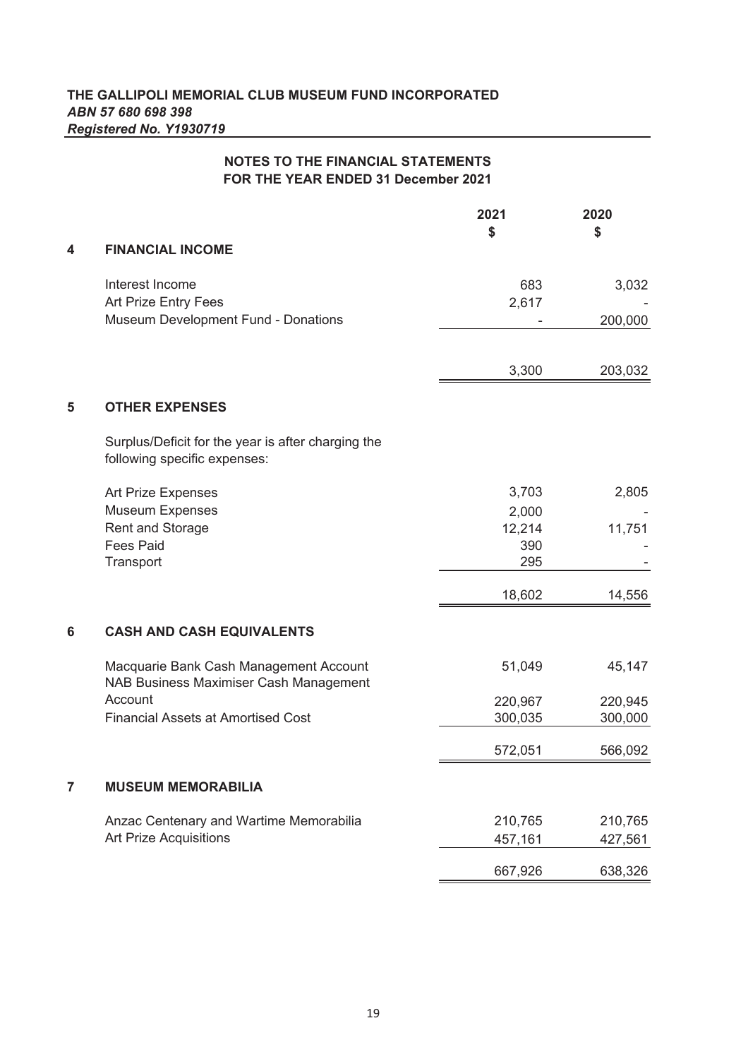**THE GALLIPOLI MEMORIAL CLUB MUSEUM FUND INCORPORATED**
***ABN 57 680 698 398***
***Registered No. Y1930719***

## NOTES TO THE FINANCIAL STATEMENTS
## FOR THE YEAR ENDED 31 December 2021

| | | 2021<br>$ | 2020<br>$ |
|---|---|---|---|
| **4** | **FINANCIAL INCOME** | | |
| | Interest Income | 683 | 3,032 |
| | Art Prize Entry Fees | 2,617 | - |
| | Museum Development Fund - Donations | - | 200,000 |
| | | 3,300 | 203,032 |
| **5** | **OTHER EXPENSES** | | |
| | Surplus/Deficit for the year is after charging the following specific expenses: | | |
| | Art Prize Expenses | 3,703 | 2,805 |
| | Museum Expenses | 2,000 | - |
| | Rent and Storage | 12,214 | 11,751 |
| | Fees Paid | 390 | - |
| | Transport | 295 | - |
| | | 18,602 | 14,556 |
| **6** | **CASH AND CASH EQUIVALENTS** | | |
| | Macquarie Bank Cash Management Account | 51,049 | 45,147 |
| | NAB Business Maximiser Cash Management Account | 220,967 | 220,945 |
| | Financial Assets at Amortised Cost | 300,035 | 300,000 |
| | | 572,051 | 566,092 |
| **7** | **MUSEUM MEMORABILIA** | | |
| | Anzac Centenary and Wartime Memorabilia | 210,765 | 210,765 |
| | Art Prize Acquisitions | 457,161 | 427,561 |
| | | 667,926 | 638,326 |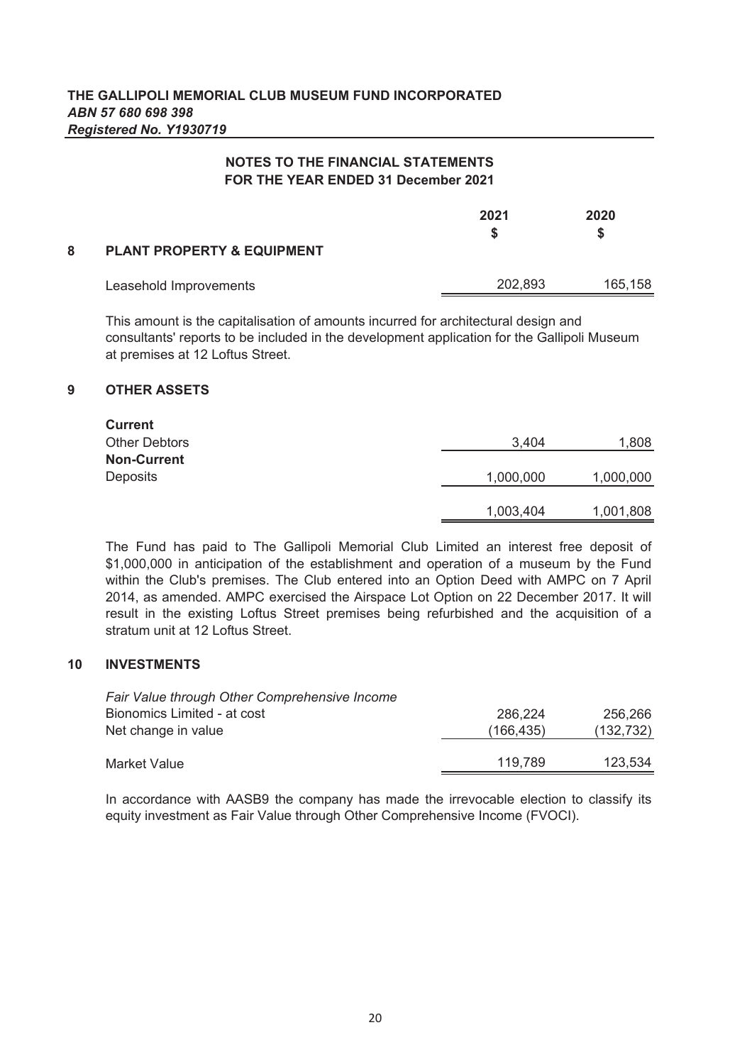**THE GALLIPOLI MEMORIAL CLUB MUSEUM FUND INCORPORATED**
***ABN 57 680 698 398***
***Registered No. Y1930719***

**NOTES TO THE FINANCIAL STATEMENTS**
**FOR THE YEAR ENDED 31 December 2021**

| | 2021<br>$ | 2020<br>$ |
|---|---|---|
| **8 PLANT PROPERTY & EQUIPMENT** | | |
| Leasehold Improvements | 202,893 | 165,158 |

This amount is the capitalisation of amounts incurred for architectural design and consultants' reports to be included in the development application for the Gallipoli Museum at premises at 12 Loftus Street.

## 9 OTHER ASSETS

| | 2021<br>$ | 2020<br>$ |
|---|---|---|
| **Current** | | |
| Other Debtors | 3,404 | 1,808 |
| **Non-Current** | | |
| Deposits | 1,000,000 | 1,000,000 |
| | 1,003,404 | 1,001,808 |

The Fund has paid to The Gallipoli Memorial Club Limited an interest free deposit of $1,000,000 in anticipation of the establishment and operation of a museum by the Fund within the Club's premises. The Club entered into an Option Deed with AMPC on 7 April 2014, as amended. AMPC exercised the Airspace Lot Option on 22 December 2017. It will result in the existing Loftus Street premises being refurbished and the acquisition of a stratum unit at 12 Loftus Street.

## 10 INVESTMENTS

| | 2021<br>$ | 2020<br>$ |
|---|---|---|
| *Fair Value through Other Comprehensive Income* | | |
| Bionomics Limited - at cost | 286,224 | 256,266 |
| Net change in value | (166,435) | (132,732) |
| Market Value | 119,789 | 123,534 |

In accordance with AASB9 the company has made the irrevocable election to classify its equity investment as Fair Value through Other Comprehensive Income (FVOCI).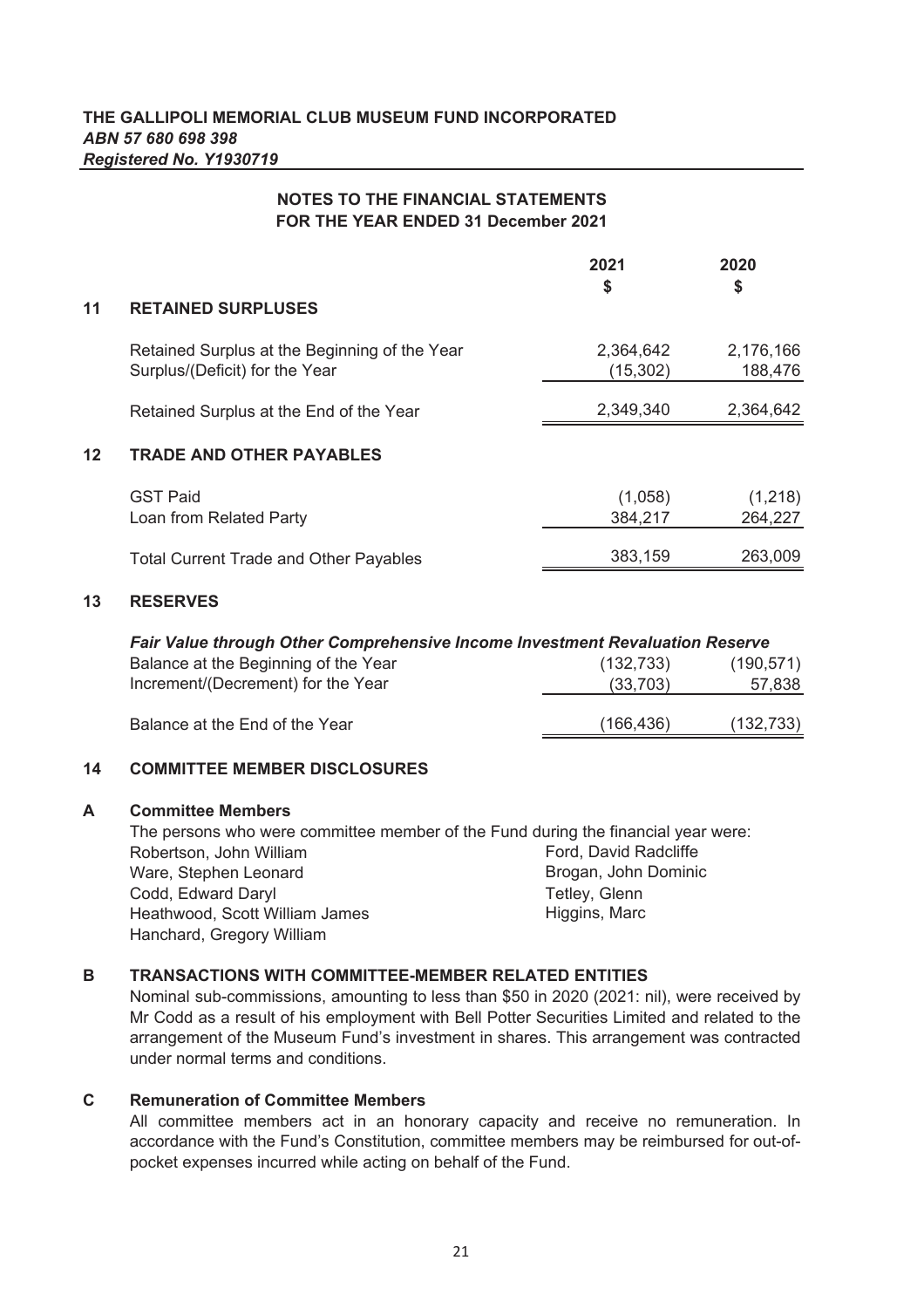**THE GALLIPOLI MEMORIAL CLUB MUSEUM FUND INCORPORATED**
***ABN 57 680 698 398***
***Registered No. Y1930719***

**NOTES TO THE FINANCIAL STATEMENTS**
**FOR THE YEAR ENDED 31 December 2021**

| | | 2021 $ | 2020 $ |
|---|---|---|---|
| **11** | **RETAINED SURPLUSES** | | |
| | Retained Surplus at the Beginning of the Year | 2,364,642 | 2,176,166 |
| | Surplus/(Deficit) for the Year | (15,302) | 188,476 |
| | Retained Surplus at the End of the Year | 2,349,340 | 2,364,642 |
| **12** | **TRADE AND OTHER PAYABLES** | | |
| | GST Paid | (1,058) | (1,218) |
| | Loan from Related Party | 384,217 | 264,227 |
| | Total Current Trade and Other Payables | 383,159 | 263,009 |
| **13** | **RESERVES** | | |
| | ***Fair Value through Other Comprehensive Income Investment Revaluation Reserve*** | | |
| | Balance at the Beginning of the Year | (132,733) | (190,571) |
| | Increment/(Decrement) for the Year | (33,703) | 57,838 |
| | Balance at the End of the Year | (166,436) | (132,733) |

## 14 COMMITTEE MEMBER DISCLOSURES

### A Committee Members

The persons who were committee member of the Fund during the financial year were:

- Robertson, John William
- Ware, Stephen Leonard
- Codd, Edward Daryl
- Heathwood, Scott William James
- Hanchard, Gregory William
- Ford, David Radcliffe
- Brogan, John Dominic
- Tetley, Glenn
- Higgins, Marc

### B TRANSACTIONS WITH COMMITTEE-MEMBER RELATED ENTITIES

Nominal sub-commissions, amounting to less than $50 in 2020 (2021: nil), were received by Mr Codd as a result of his employment with Bell Potter Securities Limited and related to the arrangement of the Museum Fund's investment in shares. This arrangement was contracted under normal terms and conditions.

### C Remuneration of Committee Members

All committee members act in an honorary capacity and receive no remuneration. In accordance with the Fund's Constitution, committee members may be reimbursed for out-of-pocket expenses incurred while acting on behalf of the Fund.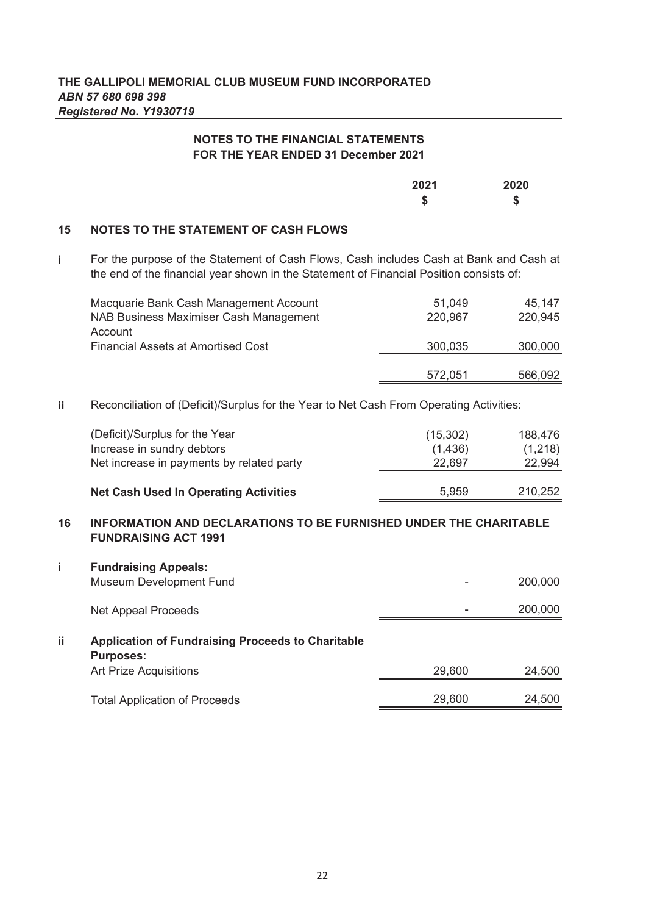**THE GALLIPOLI MEMORIAL CLUB MUSEUM FUND INCORPORATED**
***ABN 57 680 698 398***
***Registered No. Y1930719***

## NOTES TO THE FINANCIAL STATEMENTS
## FOR THE YEAR ENDED 31 December 2021

### 15 NOTES TO THE STATEMENT OF CASH FLOWS

**i** For the purpose of the Statement of Cash Flows, Cash includes Cash at Bank and Cash at the end of the financial year shown in the Statement of Financial Position consists of:

| | 2021 $ | 2020 $ |
|---|---|---|
| Macquarie Bank Cash Management Account | 51,049 | 45,147 |
| NAB Business Maximiser Cash Management Account | 220,967 | 220,945 |
| Financial Assets at Amortised Cost | 300,035 | 300,000 |
| | 572,051 | 566,092 |

**ii** Reconciliation of (Deficit)/Surplus for the Year to Net Cash From Operating Activities:

| | 2021 $ | 2020 $ |
|---|---|---|
| (Deficit)/Surplus for the Year | (15,302) | 188,476 |
| Increase in sundry debtors | (1,436) | (1,218) |
| Net increase in payments by related party | 22,697 | 22,994 |
| **Net Cash Used In Operating Activities** | 5,959 | 210,252 |

### 16 INFORMATION AND DECLARATIONS TO BE FURNISHED UNDER THE CHARITABLE FUNDRAISING ACT 1991

| | 2021 $ | 2020 $ |
|---|---|---|
| **i Fundraising Appeals:** | | |
| Museum Development Fund | - | 200,000 |
| Net Appeal Proceeds | - | 200,000 |
| **ii Application of Fundraising Proceeds to Charitable Purposes:** | | |
| Art Prize Acquisitions | 29,600 | 24,500 |
| Total Application of Proceeds | 29,600 | 24,500 |